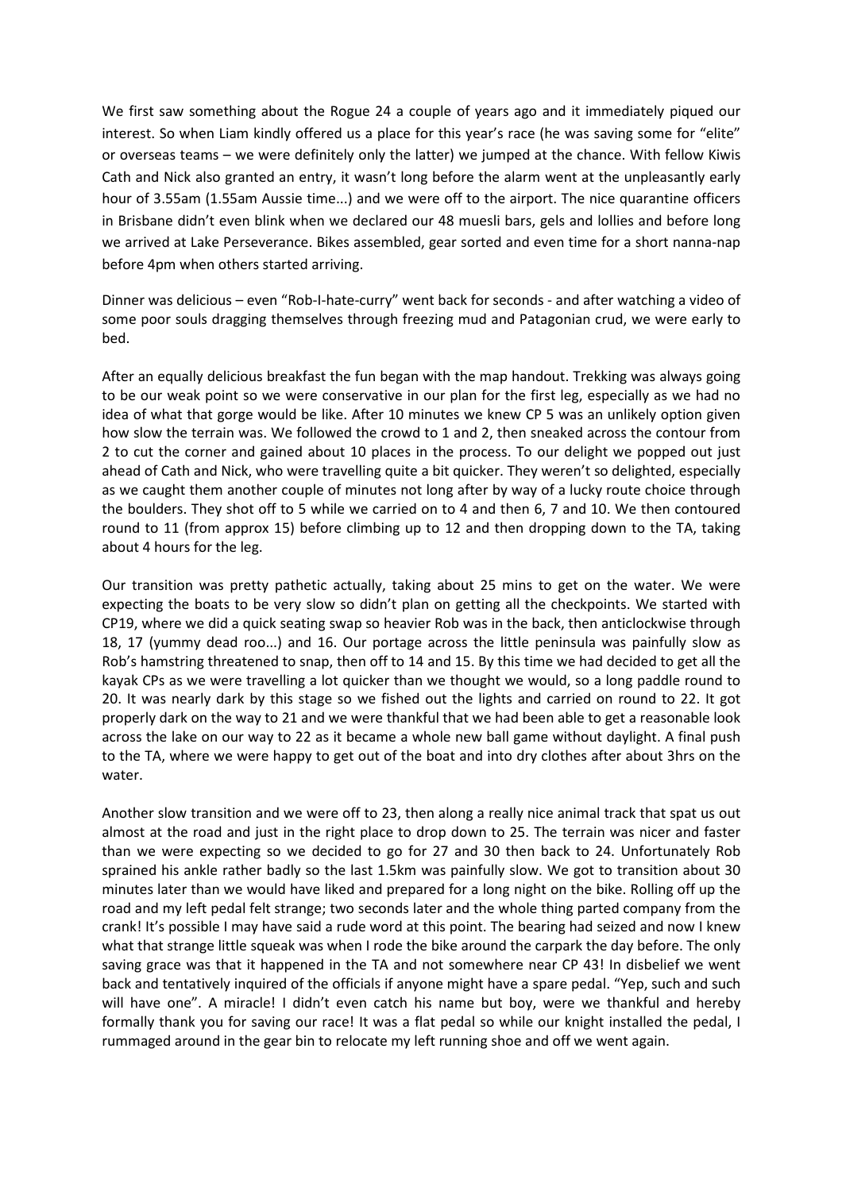We first saw something about the Rogue 24 a couple of years ago and it immediately piqued our interest. So when Liam kindly offered us a place for this year's race (he was saving some for "elite" or overseas teams – we were definitely only the latter) we jumped at the chance. With fellow Kiwis Cath and Nick also granted an entry, it wasn't long before the alarm went at the unpleasantly early hour of 3.55am (1.55am Aussie time...) and we were off to the airport. The nice quarantine officers in Brisbane didn't even blink when we declared our 48 muesli bars, gels and lollies and before long we arrived at Lake Perseverance. Bikes assembled, gear sorted and even time for a short nanna-nap before 4pm when others started arriving.

Dinner was delicious – even "Rob-I-hate-curry" went back for seconds - and after watching a video of some poor souls dragging themselves through freezing mud and Patagonian crud, we were early to bed.

After an equally delicious breakfast the fun began with the map handout. Trekking was always going to be our weak point so we were conservative in our plan for the first leg, especially as we had no idea of what that gorge would be like. After 10 minutes we knew CP 5 was an unlikely option given how slow the terrain was. We followed the crowd to 1 and 2, then sneaked across the contour from 2 to cut the corner and gained about 10 places in the process. To our delight we popped out just ahead of Cath and Nick, who were travelling quite a bit quicker. They weren't so delighted, especially as we caught them another couple of minutes not long after by way of a lucky route choice through the boulders. They shot off to 5 while we carried on to 4 and then 6, 7 and 10. We then contoured round to 11 (from approx 15) before climbing up to 12 and then dropping down to the TA, taking about 4 hours for the leg.

Our transition was pretty pathetic actually, taking about 25 mins to get on the water. We were expecting the boats to be very slow so didn't plan on getting all the checkpoints. We started with CP19, where we did a quick seating swap so heavier Rob was in the back, then anticlockwise through 18, 17 (yummy dead roo...) and 16. Our portage across the little peninsula was painfully slow as Rob's hamstring threatened to snap, then off to 14 and 15. By this time we had decided to get all the kayak CPs as we were travelling a lot quicker than we thought we would, so a long paddle round to 20. It was nearly dark by this stage so we fished out the lights and carried on round to 22. It got properly dark on the way to 21 and we were thankful that we had been able to get a reasonable look across the lake on our way to 22 as it became a whole new ball game without daylight. A final push to the TA, where we were happy to get out of the boat and into dry clothes after about 3hrs on the water.

Another slow transition and we were off to 23, then along a really nice animal track that spat us out almost at the road and just in the right place to drop down to 25. The terrain was nicer and faster than we were expecting so we decided to go for 27 and 30 then back to 24. Unfortunately Rob sprained his ankle rather badly so the last 1.5km was painfully slow. We got to transition about 30 minutes later than we would have liked and prepared for a long night on the bike. Rolling off up the road and my left pedal felt strange; two seconds later and the whole thing parted company from the crank! It's possible I may have said a rude word at this point. The bearing had seized and now I knew what that strange little squeak was when I rode the bike around the carpark the day before. The only saving grace was that it happened in the TA and not somewhere near CP 43! In disbelief we went back and tentatively inquired of the officials if anyone might have a spare pedal. "Yep, such and such will have one". A miracle! I didn't even catch his name but boy, were we thankful and hereby formally thank you for saving our race! It was a flat pedal so while our knight installed the pedal, I rummaged around in the gear bin to relocate my left running shoe and off we went again.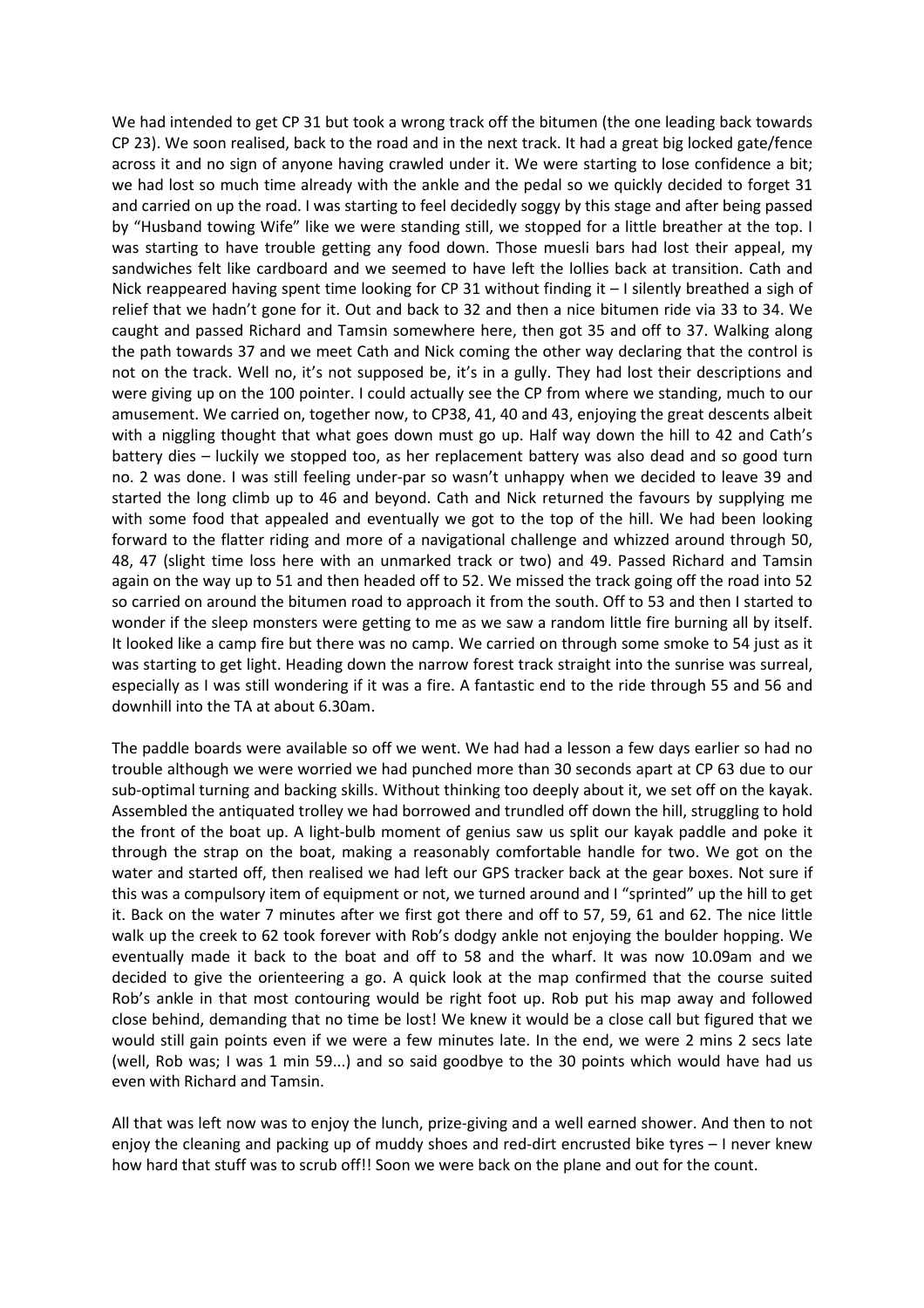We had intended to get CP 31 but took a wrong track off the bitumen (the one leading back towards CP 23). We soon realised, back to the road and in the next track. It had a great big locked gate/fence across it and no sign of anyone having crawled under it. We were starting to lose confidence a bit; we had lost so much time already with the ankle and the pedal so we quickly decided to forget 31 and carried on up the road. I was starting to feel decidedly soggy by this stage and after being passed by "Husband towing Wife" like we were standing still, we stopped for a little breather at the top. I was starting to have trouble getting any food down. Those muesli bars had lost their appeal, my sandwiches felt like cardboard and we seemed to have left the lollies back at transition. Cath and Nick reappeared having spent time looking for CP 31 without finding it – I silently breathed a sigh of relief that we hadn't gone for it. Out and back to 32 and then a nice bitumen ride via 33 to 34. We caught and passed Richard and Tamsin somewhere here, then got 35 and off to 37. Walking along the path towards 37 and we meet Cath and Nick coming the other way declaring that the control is not on the track. Well no, it's not supposed be, it's in a gully. They had lost their descriptions and were giving up on the 100 pointer. I could actually see the CP from where we standing, much to our amusement. We carried on, together now, to CP38, 41, 40 and 43, enjoying the great descents albeit with a niggling thought that what goes down must go up. Half way down the hill to 42 and Cath's battery dies – luckily we stopped too, as her replacement battery was also dead and so good turn no. 2 was done. I was still feeling under-par so wasn't unhappy when we decided to leave 39 and started the long climb up to 46 and beyond. Cath and Nick returned the favours by supplying me with some food that appealed and eventually we got to the top of the hill. We had been looking forward to the flatter riding and more of a navigational challenge and whizzed around through 50, 48, 47 (slight time loss here with an unmarked track or two) and 49. Passed Richard and Tamsin again on the way up to 51 and then headed off to 52. We missed the track going off the road into 52 so carried on around the bitumen road to approach it from the south. Off to 53 and then I started to wonder if the sleep monsters were getting to me as we saw a random little fire burning all by itself. It looked like a camp fire but there was no camp. We carried on through some smoke to 54 just as it was starting to get light. Heading down the narrow forest track straight into the sunrise was surreal, especially as I was still wondering if it was a fire. A fantastic end to the ride through 55 and 56 and downhill into the TA at about 6.30am.

The paddle boards were available so off we went. We had had a lesson a few days earlier so had no trouble although we were worried we had punched more than 30 seconds apart at CP 63 due to our sub-optimal turning and backing skills. Without thinking too deeply about it, we set off on the kayak. Assembled the antiquated trolley we had borrowed and trundled off down the hill, struggling to hold the front of the boat up. A light-bulb moment of genius saw us split our kayak paddle and poke it through the strap on the boat, making a reasonably comfortable handle for two. We got on the water and started off, then realised we had left our GPS tracker back at the gear boxes. Not sure if this was a compulsory item of equipment or not, we turned around and I "sprinted" up the hill to get it. Back on the water 7 minutes after we first got there and off to 57, 59, 61 and 62. The nice little walk up the creek to 62 took forever with Rob's dodgy ankle not enjoying the boulder hopping. We eventually made it back to the boat and off to 58 and the wharf. It was now 10.09am and we decided to give the orienteering a go. A quick look at the map confirmed that the course suited Rob's ankle in that most contouring would be right foot up. Rob put his map away and followed close behind, demanding that no time be lost! We knew it would be a close call but figured that we would still gain points even if we were a few minutes late. In the end, we were 2 mins 2 secs late (well, Rob was; I was 1 min 59...) and so said goodbye to the 30 points which would have had us even with Richard and Tamsin.

All that was left now was to enjoy the lunch, prize-giving and a well earned shower. And then to not enjoy the cleaning and packing up of muddy shoes and red-dirt encrusted bike tyres – I never knew how hard that stuff was to scrub off!! Soon we were back on the plane and out for the count.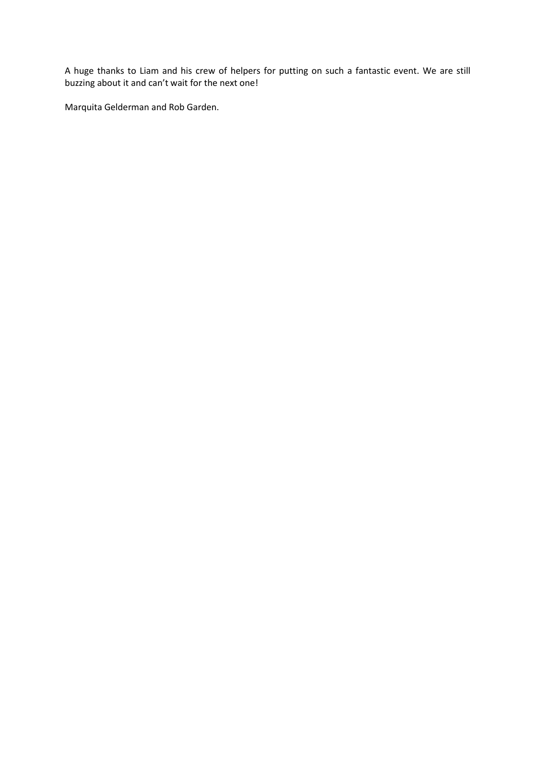A huge thanks to Liam and his crew of helpers for putting on such a fantastic event. We are still buzzing about it and can't wait for the next one!

Marquita Gelderman and Rob Garden.